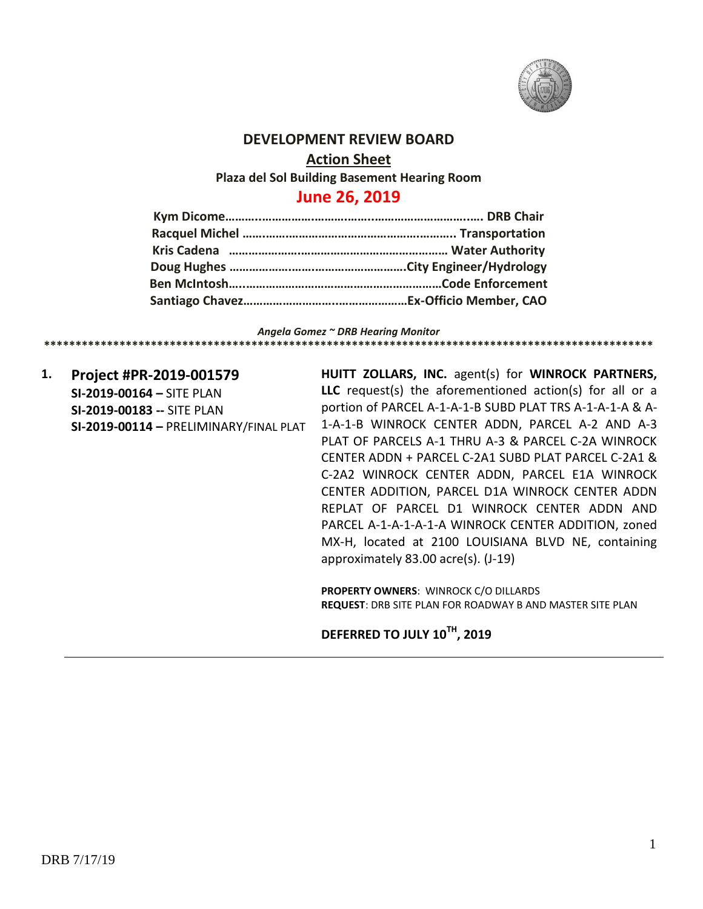# DEVELOPMENT REVIEW BOARD

## Action Sheet

**Plaza del Sol Building Basement Hearing Room**

## June 26, 2019

**Kym Dicome……………………………………………………………. DRB Chair**
**Racquel Michel ……………………………………………………….. Transportation**
**Kris Cadena ………………………………………………………… Water Authority**
**Doug Hughes …………………………………………….City Engineer/Hydrology**
**Ben McIntosh……………………………………………………Code Enforcement**
**Santiago Chavez…………………………………………Ex-Officio Member, CAO**

***Angela Gomez ~ DRB Hearing Monitor***

****************************************************************************************************

**1. Project #PR-2019-001579**
**SI-2019-00164 –** SITE PLAN
**SI-2019-00183 --** SITE PLAN
**SI-2019-00114 –** PRELIMINARY/FINAL PLAT

**HUITT ZOLLARS, INC.** agent(s) for **WINROCK PARTNERS, LLC** request(s) the aforementioned action(s) for all or a portion of PARCEL A-1-A-1-B SUBD PLAT TRS A-1-A-1-A & A-1-A-1-B WINROCK CENTER ADDN, PARCEL A-2 AND A-3 PLAT OF PARCELS A-1 THRU A-3 & PARCEL C-2A WINROCK CENTER ADDN + PARCEL C-2A1 SUBD PLAT PARCEL C-2A1 & C-2A2 WINROCK CENTER ADDN, PARCEL E1A WINROCK CENTER ADDITION, PARCEL D1A WINROCK CENTER ADDN REPLAT OF PARCEL D1 WINROCK CENTER ADDN AND PARCEL A-1-A-1-A-1-A WINROCK CENTER ADDITION, zoned MX-H, located at 2100 LOUISIANA BLVD NE, containing approximately 83.00 acre(s). (J-19)

**PROPERTY OWNERS**: WINROCK C/O DILLARDS
**REQUEST**: DRB SITE PLAN FOR ROADWAY B AND MASTER SITE PLAN

**DEFERRED TO JULY 10TH, 2019**

---

DRB 7/17/19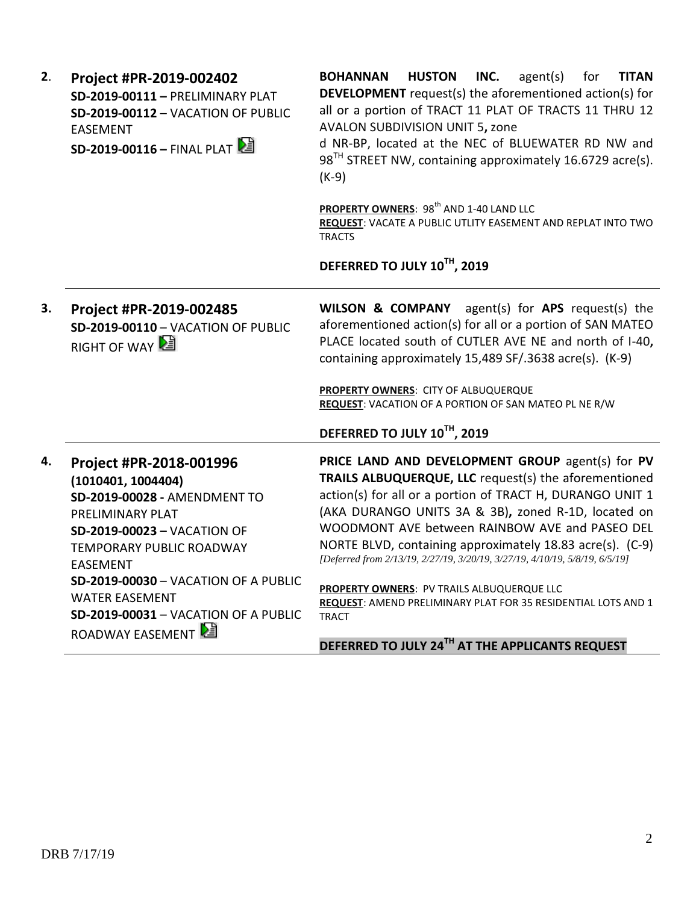**2.** **Project #PR-2019-002402**
**SD-2019-00111 –** PRELIMINARY PLAT
**SD-2019-00112** – VACATION OF PUBLIC EASEMENT
**SD-2019-00116 –** FINAL PLAT

**BOHANNAN HUSTON INC.** agent(s) for **TITAN DEVELOPMENT** request(s) the aforementioned action(s) for all or a portion of TRACT 11 PLAT OF TRACTS 11 THRU 12 AVALON SUBDIVISION UNIT 5**,** zone
d NR-BP, located at the NEC of BLUEWATER RD NW and 98TH STREET NW, containing approximately 16.6729 acre(s). (K-9)

**PROPERTY OWNERS**: 98th AND 1-40 LAND LLC
**REQUEST**: VACATE A PUBLIC UTLITY EASEMENT AND REPLAT INTO TWO TRACTS

**DEFERRED TO JULY 10TH, 2019**

---

**3.** **Project #PR-2019-002485**
**SD-2019-00110** – VACATION OF PUBLIC RIGHT OF WAY

**WILSON & COMPANY** agent(s) for **APS** request(s) the aforementioned action(s) for all or a portion of SAN MATEO PLACE located south of CUTLER AVE NE and north of I-40**,** containing approximately 15,489 SF/.3638 acre(s). (K-9)

**PROPERTY OWNERS**: CITY OF ALBUQUERQUE
**REQUEST**: VACATION OF A PORTION OF SAN MATEO PL NE R/W

**DEFERRED TO JULY 10TH, 2019**

---

**4.** **Project #PR-2018-001996**
**(1010401, 1004404)**
**SD-2019-00028 -** AMENDMENT TO PRELIMINARY PLAT
**SD-2019-00023 –** VACATION OF TEMPORARY PUBLIC ROADWAY EASEMENT
**SD-2019-00030** – VACATION OF A PUBLIC WATER EASEMENT
**SD-2019-00031** – VACATION OF A PUBLIC ROADWAY EASEMENT

**PRICE LAND AND DEVELOPMENT GROUP** agent(s) for **PV TRAILS ALBUQUERQUE, LLC** request(s) the aforementioned action(s) for all or a portion of TRACT H, DURANGO UNIT 1 (AKA DURANGO UNITS 3A & 3B)**,** zoned R-1D, located on WOODMONT AVE between RAINBOW AVE and PASEO DEL NORTE BLVD, containing approximately 18.83 acre(s). (C-9)
*[Deferred from 2/13/19, 2/27/19, 3/20/19, 3/27/19, 4/10/19, 5/8/19, 6/5/19]*

**PROPERTY OWNERS**: PV TRAILS ALBUQUERQUE LLC
**REQUEST**: AMEND PRELIMINARY PLAT FOR 35 RESIDENTIAL LOTS AND 1 TRACT

**DEFERRED TO JULY 24TH AT THE APPLICANTS REQUEST**

DRB 7/17/19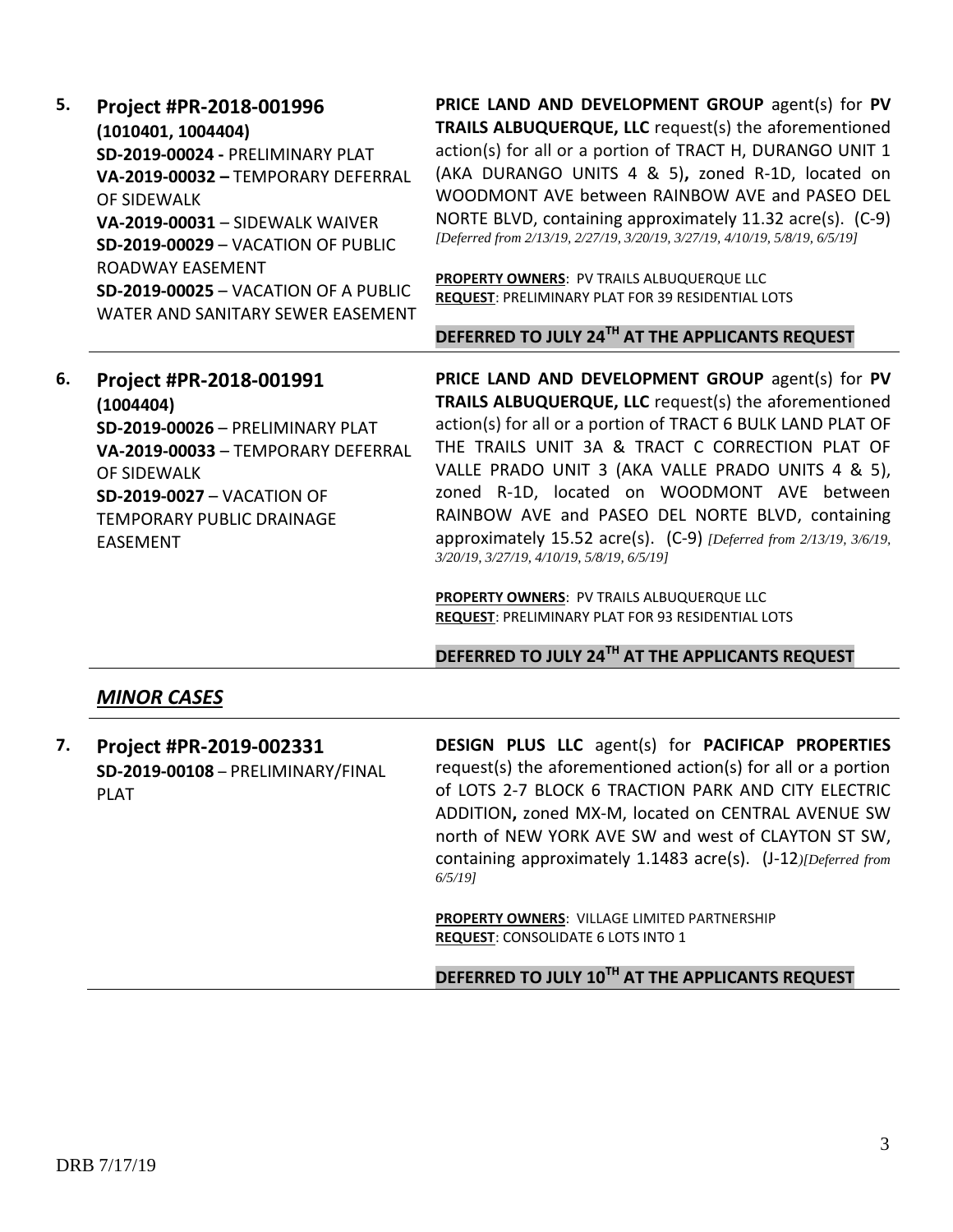**5. Project #PR-2018-001996**
**(1010401, 1004404)**
**SD-2019-00024 -** PRELIMINARY PLAT
**VA-2019-00032 –** TEMPORARY DEFERRAL OF SIDEWALK
**VA-2019-00031** – SIDEWALK WAIVER
**SD-2019-00029** – VACATION OF PUBLIC ROADWAY EASEMENT
**SD-2019-00025** – VACATION OF A PUBLIC WATER AND SANITARY SEWER EASEMENT

**PRICE LAND AND DEVELOPMENT GROUP** agent(s) for **PV TRAILS ALBUQUERQUE, LLC** request(s) the aforementioned action(s) for all or a portion of TRACT H, DURANGO UNIT 1 (AKA DURANGO UNITS 4 & 5)**,** zoned R-1D, located on WOODMONT AVE between RAINBOW AVE and PASEO DEL NORTE BLVD, containing approximately 11.32 acre(s). (C-9) *[Deferred from 2/13/19, 2/27/19, 3/20/19, 3/27/19, 4/10/19, 5/8/19, 6/5/19]*

**PROPERTY OWNERS**: PV TRAILS ALBUQUERQUE LLC
**REQUEST**: PRELIMINARY PLAT FOR 39 RESIDENTIAL LOTS

**DEFERRED TO JULY 24TH AT THE APPLICANTS REQUEST**

---

**6. Project #PR-2018-001991**
**(1004404)**
**SD-2019-00026** – PRELIMINARY PLAT
**VA-2019-00033** – TEMPORARY DEFERRAL OF SIDEWALK
**SD-2019-0027** – VACATION OF TEMPORARY PUBLIC DRAINAGE EASEMENT

**PRICE LAND AND DEVELOPMENT GROUP** agent(s) for **PV TRAILS ALBUQUERQUE, LLC** request(s) the aforementioned action(s) for all or a portion of TRACT 6 BULK LAND PLAT OF THE TRAILS UNIT 3A & TRACT C CORRECTION PLAT OF VALLE PRADO UNIT 3 (AKA VALLE PRADO UNITS 4 & 5), zoned R-1D, located on WOODMONT AVE between RAINBOW AVE and PASEO DEL NORTE BLVD, containing approximately 15.52 acre(s). (C-9) *[Deferred from 2/13/19, 3/6/19, 3/20/19, 3/27/19, 4/10/19, 5/8/19, 6/5/19]*

**PROPERTY OWNERS**: PV TRAILS ALBUQUERQUE LLC
**REQUEST**: PRELIMINARY PLAT FOR 93 RESIDENTIAL LOTS

**DEFERRED TO JULY 24TH AT THE APPLICANTS REQUEST**

---

## *MINOR CASES*

**7. Project #PR-2019-002331**
**SD-2019-00108** – PRELIMINARY/FINAL PLAT

**DESIGN PLUS LLC** agent(s) for **PACIFICAP PROPERTIES** request(s) the aforementioned action(s) for all or a portion of LOTS 2-7 BLOCK 6 TRACTION PARK AND CITY ELECTRIC ADDITION**,** zoned MX-M, located on CENTRAL AVENUE SW north of NEW YORK AVE SW and west of CLAYTON ST SW, containing approximately 1.1483 acre(s). (J-12)*[Deferred from 6/5/19]*

**PROPERTY OWNERS**: VILLAGE LIMITED PARTNERSHIP
**REQUEST**: CONSOLIDATE 6 LOTS INTO 1

**DEFERRED TO JULY 10TH AT THE APPLICANTS REQUEST**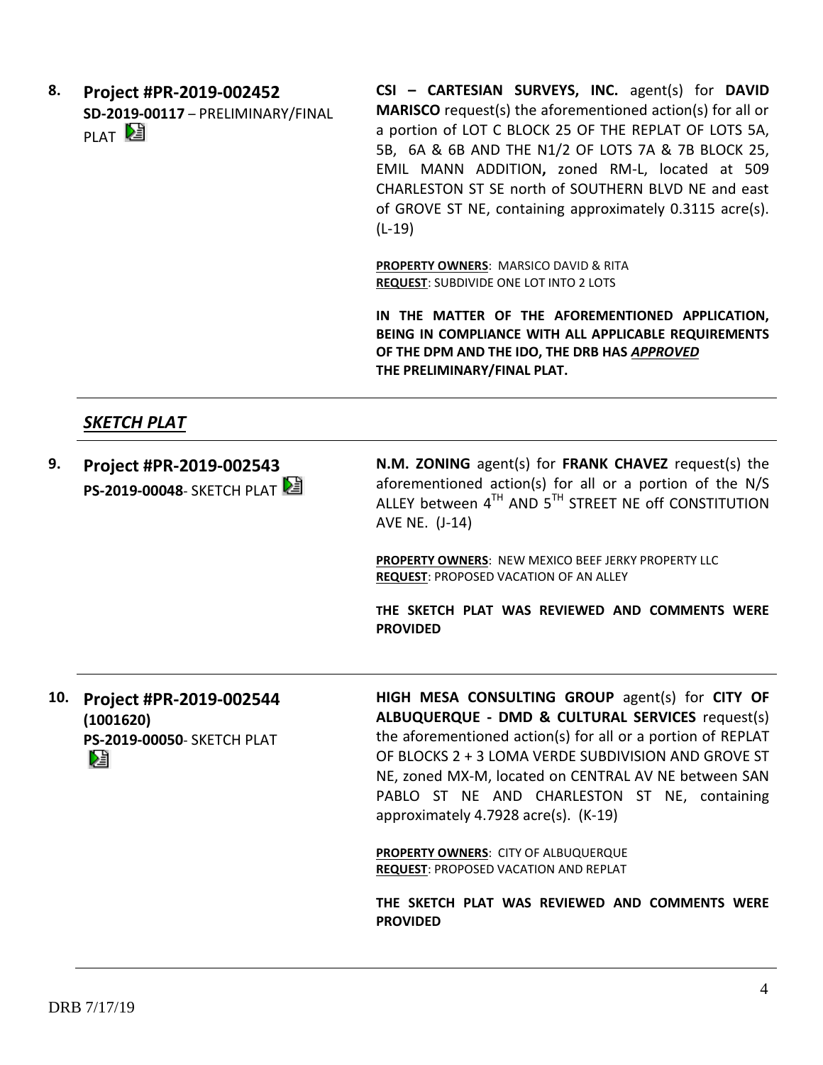**8. Project #PR-2019-002452**
**SD-2019-00117** – PRELIMINARY/FINAL PLAT

**CSI – CARTESIAN SURVEYS, INC.** agent(s) for **DAVID MARISCO** request(s) the aforementioned action(s) for all or a portion of LOT C BLOCK 25 OF THE REPLAT OF LOTS 5A, 5B, 6A & 6B AND THE N1/2 OF LOTS 7A & 7B BLOCK 25, EMIL MANN ADDITION**,** zoned RM-L, located at 509 CHARLESTON ST SE north of SOUTHERN BLVD NE and east of GROVE ST NE, containing approximately 0.3115 acre(s). (L-19)

**PROPERTY OWNERS**: MARSICO DAVID & RITA
**REQUEST**: SUBDIVIDE ONE LOT INTO 2 LOTS

**IN THE MATTER OF THE AFOREMENTIONED APPLICATION, BEING IN COMPLIANCE WITH ALL APPLICABLE REQUIREMENTS OF THE DPM AND THE IDO, THE DRB HAS *APPROVED* THE PRELIMINARY/FINAL PLAT.**

---

## *SKETCH PLAT*

---

**9. Project #PR-2019-002543**
**PS-2019-00048**- SKETCH PLAT

**N.M. ZONING** agent(s) for **FRANK CHAVEZ** request(s) the aforementioned action(s) for all or a portion of the N/S ALLEY between 4TH AND 5TH STREET NE off CONSTITUTION AVE NE. (J-14)

**PROPERTY OWNERS**: NEW MEXICO BEEF JERKY PROPERTY LLC
**REQUEST**: PROPOSED VACATION OF AN ALLEY

**THE SKETCH PLAT WAS REVIEWED AND COMMENTS WERE PROVIDED**

---

**10. Project #PR-2019-002544 (1001620)**
**PS-2019-00050**- SKETCH PLAT

**HIGH MESA CONSULTING GROUP** agent(s) for **CITY OF ALBUQUERQUE - DMD & CULTURAL SERVICES** request(s) the aforementioned action(s) for all or a portion of REPLAT OF BLOCKS 2 + 3 LOMA VERDE SUBDIVISION AND GROVE ST NE, zoned MX-M, located on CENTRAL AV NE between SAN PABLO ST NE AND CHARLESTON ST NE, containing approximately 4.7928 acre(s). (K-19)

**PROPERTY OWNERS**: CITY OF ALBUQUERQUE
**REQUEST**: PROPOSED VACATION AND REPLAT

**THE SKETCH PLAT WAS REVIEWED AND COMMENTS WERE PROVIDED**

---

DRB 7/17/19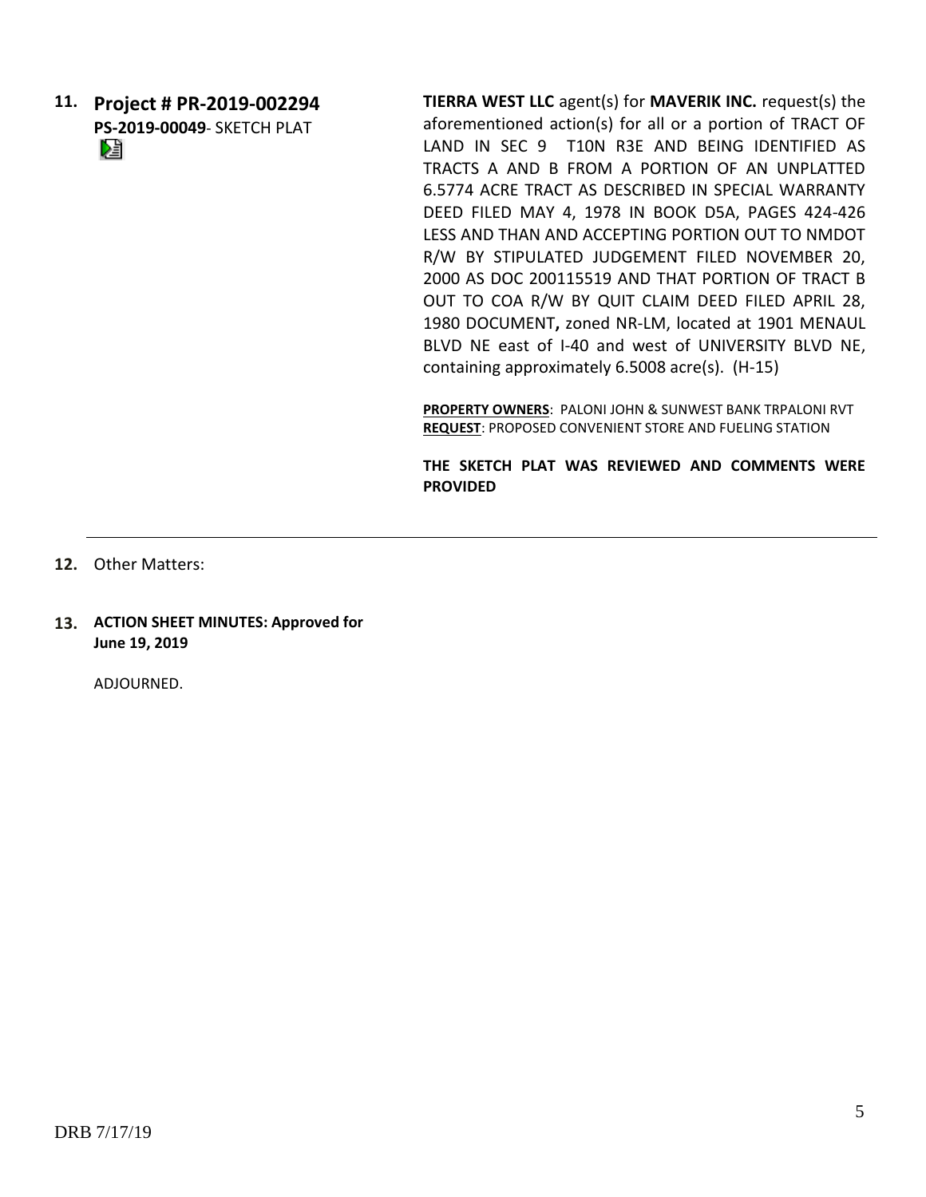**11. Project # PR-2019-002294**
**PS-2019-00049**- SKETCH PLAT

**TIERRA WEST LLC** agent(s) for **MAVERIK INC.** request(s) the aforementioned action(s) for all or a portion of TRACT OF LAND IN SEC 9 T10N R3E AND BEING IDENTIFIED AS TRACTS A AND B FROM A PORTION OF AN UNPLATTED 6.5774 ACRE TRACT AS DESCRIBED IN SPECIAL WARRANTY DEED FILED MAY 4, 1978 IN BOOK D5A, PAGES 424-426 LESS AND THAN AND ACCEPTING PORTION OUT TO NMDOT R/W BY STIPULATED JUDGEMENT FILED NOVEMBER 20, 2000 AS DOC 200115519 AND THAT PORTION OF TRACT B OUT TO COA R/W BY QUIT CLAIM DEED FILED APRIL 28, 1980 DOCUMENT**,** zoned NR-LM, located at 1901 MENAUL BLVD NE east of I-40 and west of UNIVERSITY BLVD NE, containing approximately 6.5008 acre(s). (H-15)

**PROPERTY OWNERS**: PALONI JOHN & SUNWEST BANK TRPALONI RVT
**REQUEST**: PROPOSED CONVENIENT STORE AND FUELING STATION

**THE SKETCH PLAT WAS REVIEWED AND COMMENTS WERE PROVIDED**

---

**12.** Other Matters:

**13. ACTION SHEET MINUTES: Approved for June 19, 2019**

ADJOURNED.

DRB 7/17/19